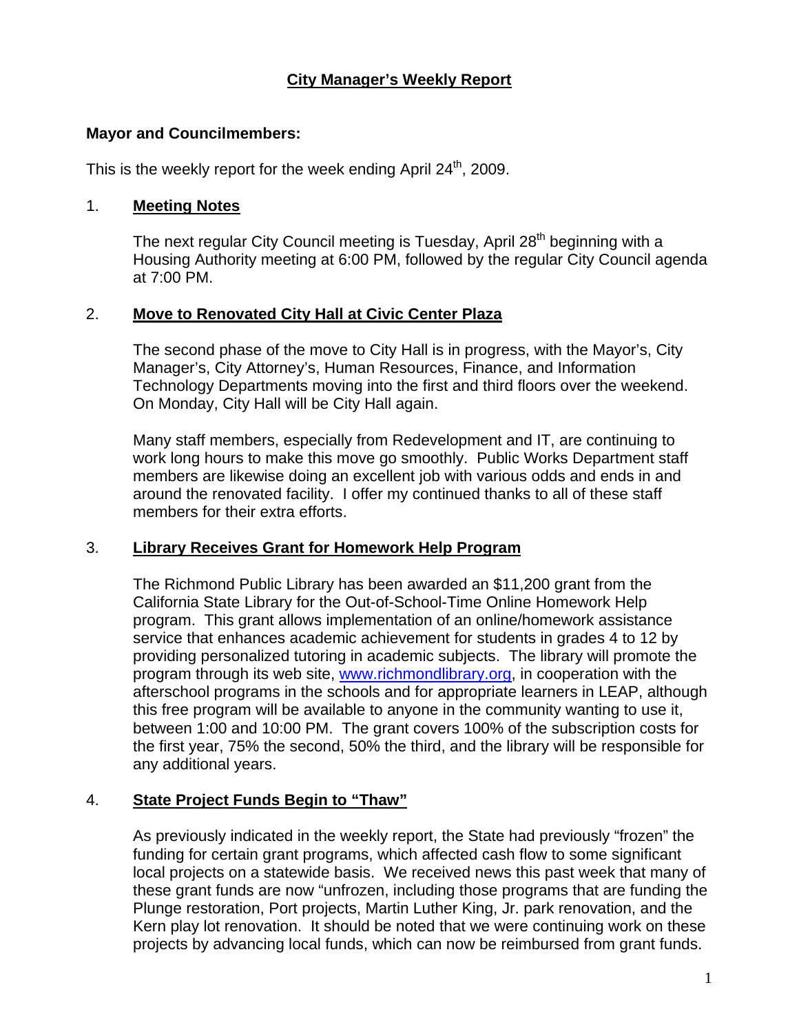# City Manager's Weekly Report

**Mayor and Councilmembers:**

This is the weekly report for the week ending April 24th, 2009.

## 1. Meeting Notes

The next regular City Council meeting is Tuesday, April 28th beginning with a Housing Authority meeting at 6:00 PM, followed by the regular City Council agenda at 7:00 PM.

## 2. Move to Renovated City Hall at Civic Center Plaza

The second phase of the move to City Hall is in progress, with the Mayor's, City Manager's, City Attorney's, Human Resources, Finance, and Information Technology Departments moving into the first and third floors over the weekend. On Monday, City Hall will be City Hall again.

Many staff members, especially from Redevelopment and IT, are continuing to work long hours to make this move go smoothly. Public Works Department staff members are likewise doing an excellent job with various odds and ends in and around the renovated facility. I offer my continued thanks to all of these staff members for their extra efforts.

## 3. Library Receives Grant for Homework Help Program

The Richmond Public Library has been awarded an $11,200 grant from the California State Library for the Out-of-School-Time Online Homework Help program. This grant allows implementation of an online/homework assistance service that enhances academic achievement for students in grades 4 to 12 by providing personalized tutoring in academic subjects. The library will promote the program through its web site, www.richmondlibrary.org, in cooperation with the afterschool programs in the schools and for appropriate learners in LEAP, although this free program will be available to anyone in the community wanting to use it, between 1:00 and 10:00 PM. The grant covers 100% of the subscription costs for the first year, 75% the second, 50% the third, and the library will be responsible for any additional years.

## 4. State Project Funds Begin to "Thaw"

As previously indicated in the weekly report, the State had previously "frozen" the funding for certain grant programs, which affected cash flow to some significant local projects on a statewide basis. We received news this past week that many of these grant funds are now "unfrozen, including those programs that are funding the Plunge restoration, Port projects, Martin Luther King, Jr. park renovation, and the Kern play lot renovation. It should be noted that we were continuing work on these projects by advancing local funds, which can now be reimbursed from grant funds.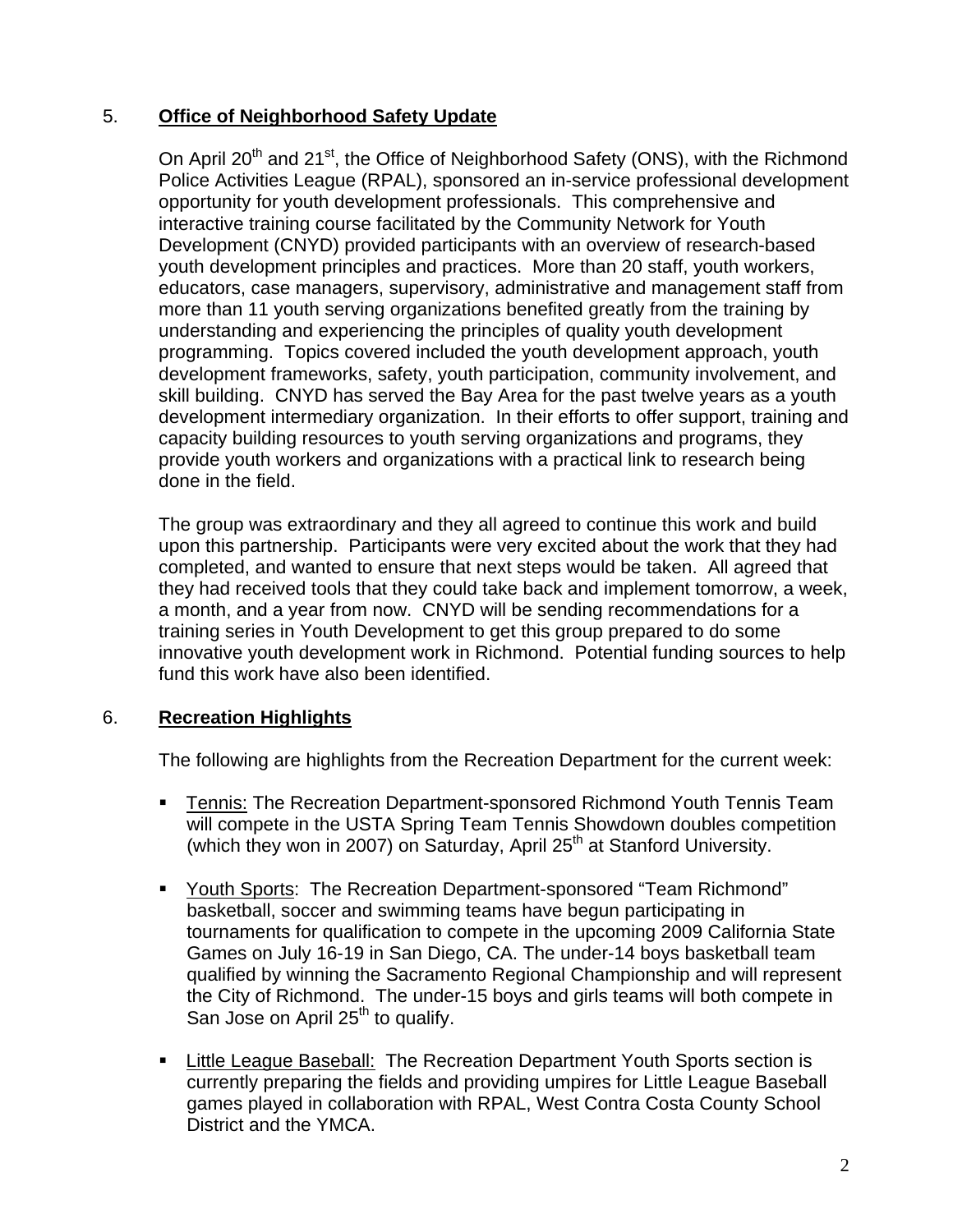5. **Office of Neighborhood Safety Update**

On April 20th and 21st, the Office of Neighborhood Safety (ONS), with the Richmond Police Activities League (RPAL), sponsored an in-service professional development opportunity for youth development professionals. This comprehensive and interactive training course facilitated by the Community Network for Youth Development (CNYD) provided participants with an overview of research-based youth development principles and practices. More than 20 staff, youth workers, educators, case managers, supervisory, administrative and management staff from more than 11 youth serving organizations benefited greatly from the training by understanding and experiencing the principles of quality youth development programming. Topics covered included the youth development approach, youth development frameworks, safety, youth participation, community involvement, and skill building. CNYD has served the Bay Area for the past twelve years as a youth development intermediary organization. In their efforts to offer support, training and capacity building resources to youth serving organizations and programs, they provide youth workers and organizations with a practical link to research being done in the field.

The group was extraordinary and they all agreed to continue this work and build upon this partnership. Participants were very excited about the work that they had completed, and wanted to ensure that next steps would be taken. All agreed that they had received tools that they could take back and implement tomorrow, a week, a month, and a year from now. CNYD will be sending recommendations for a training series in Youth Development to get this group prepared to do some innovative youth development work in Richmond. Potential funding sources to help fund this work have also been identified.

6. **Recreation Highlights**

The following are highlights from the Recreation Department for the current week:

- Tennis: The Recreation Department-sponsored Richmond Youth Tennis Team will compete in the USTA Spring Team Tennis Showdown doubles competition (which they won in 2007) on Saturday, April 25th at Stanford University.

- Youth Sports: The Recreation Department-sponsored "Team Richmond" basketball, soccer and swimming teams have begun participating in tournaments for qualification to compete in the upcoming 2009 California State Games on July 16-19 in San Diego, CA. The under-14 boys basketball team qualified by winning the Sacramento Regional Championship and will represent the City of Richmond. The under-15 boys and girls teams will both compete in San Jose on April 25th to qualify.

- Little League Baseball: The Recreation Department Youth Sports section is currently preparing the fields and providing umpires for Little League Baseball games played in collaboration with RPAL, West Contra Costa County School District and the YMCA.